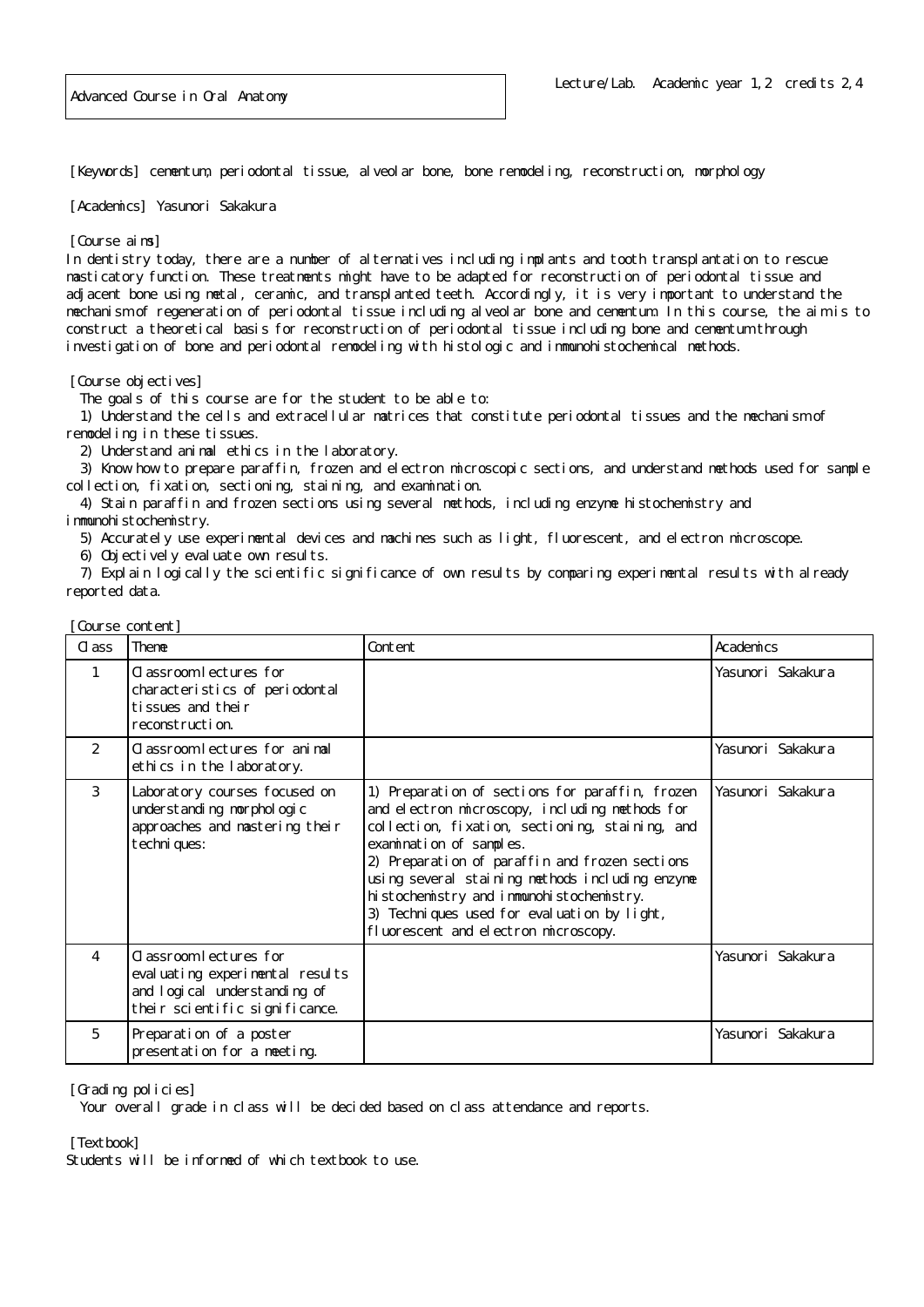# Advanced Course in Oral Anatomy

Lecture/Lab. Academic year 1,2 credits 2,4

[Keywords] cementum, periodontal tissue, alveolar bone, bone remodeling, reconstruction, morphology

[Academics] Yasunori Sakakura

[Course aims]

In dentistry today, there are a number of alternatives including implants and tooth transplantation to rescue masticatory function. These treatments might have to be adapted for reconstruction of periodontal tissue and adjacent bone using metal, ceramic, and transplanted teeth. Accordingly, it is very important to understand the mechanism of regeneration of periodontal tissue including alveolar bone and cementum. In this course, the aim is to construct a theoretical basis for reconstruction of periodontal tissue including bone and cementum through investigation of bone and periodontal remodeling with histologic and immunohistochemical methods.

[Course objectives]

The goals of this course are for the student to be able to:

1) Understand the cells and extracellular matrices that constitute periodontal tissues and the mechanism of remodeling in these tissues.
2) Understand animal ethics in the laboratory.
3) Know how to prepare paraffin, frozen and electron microscopic sections, and understand methods used for sample collection, fixation, sectioning, staining, and examination.
4) Stain paraffin and frozen sections using several methods, including enzyme histochemistry and immunohistochemistry.
5) Accurately use experimental devices and machines such as light, fluorescent, and electron microscope.
6) Objectively evaluate own results.
7) Explain logically the scientific significance of own results by comparing experimental results with already reported data.

[Course content]

| Class | Theme | Content | Academics |
|---|---|---|---|
| 1 | Classroom lectures for characteristics of periodontal tissues and their reconstruction. | | Yasunori Sakakura |
| 2 | Classroom lectures for animal ethics in the laboratory. | | Yasunori Sakakura |
| 3 | Laboratory courses focused on understanding morphologic approaches and mastering their techniques: | 1) Preparation of sections for paraffin, frozen and electron microscopy, including methods for collection, fixation, sectioning, staining, and examination of samples.<br>2) Preparation of paraffin and frozen sections using several staining methods including enzyme histochemistry and immunohistochemistry.<br>3) Techniques used for evaluation by light, fluorescent and electron microscopy. | Yasunori Sakakura |
| 4 | Classroom lectures for evaluating experimental results and logical understanding of their scientific significance. | | Yasunori Sakakura |
| 5 | Preparation of a poster presentation for a meeting. | | Yasunori Sakakura |

[Grading policies]

Your overall grade in class will be decided based on class attendance and reports.

[Textbook]

Students will be informed of which textbook to use.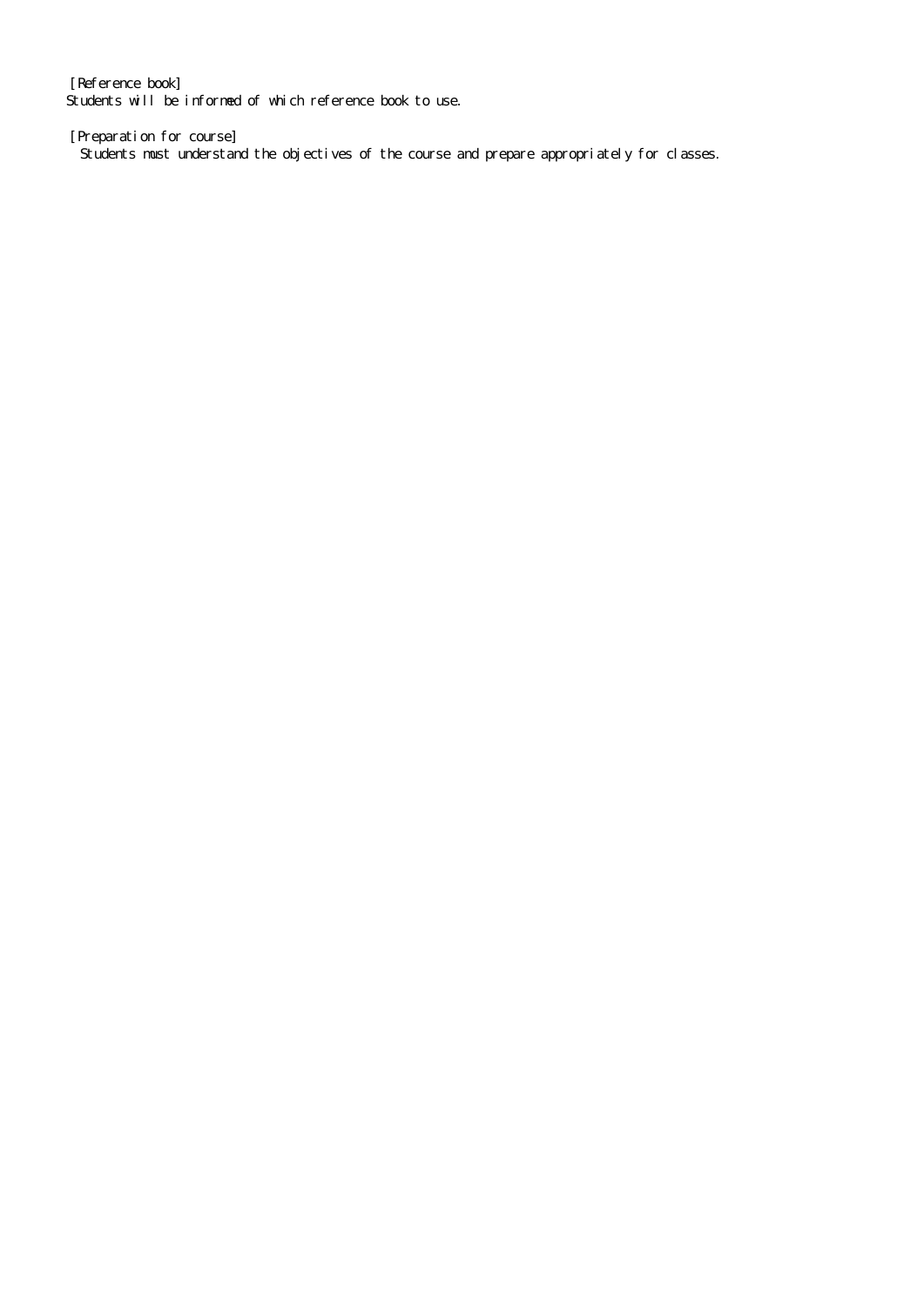[Reference book]
Students will be informed of which reference book to use.

[Preparation for course]
Students must understand the objectives of the course and prepare appropriately for classes.